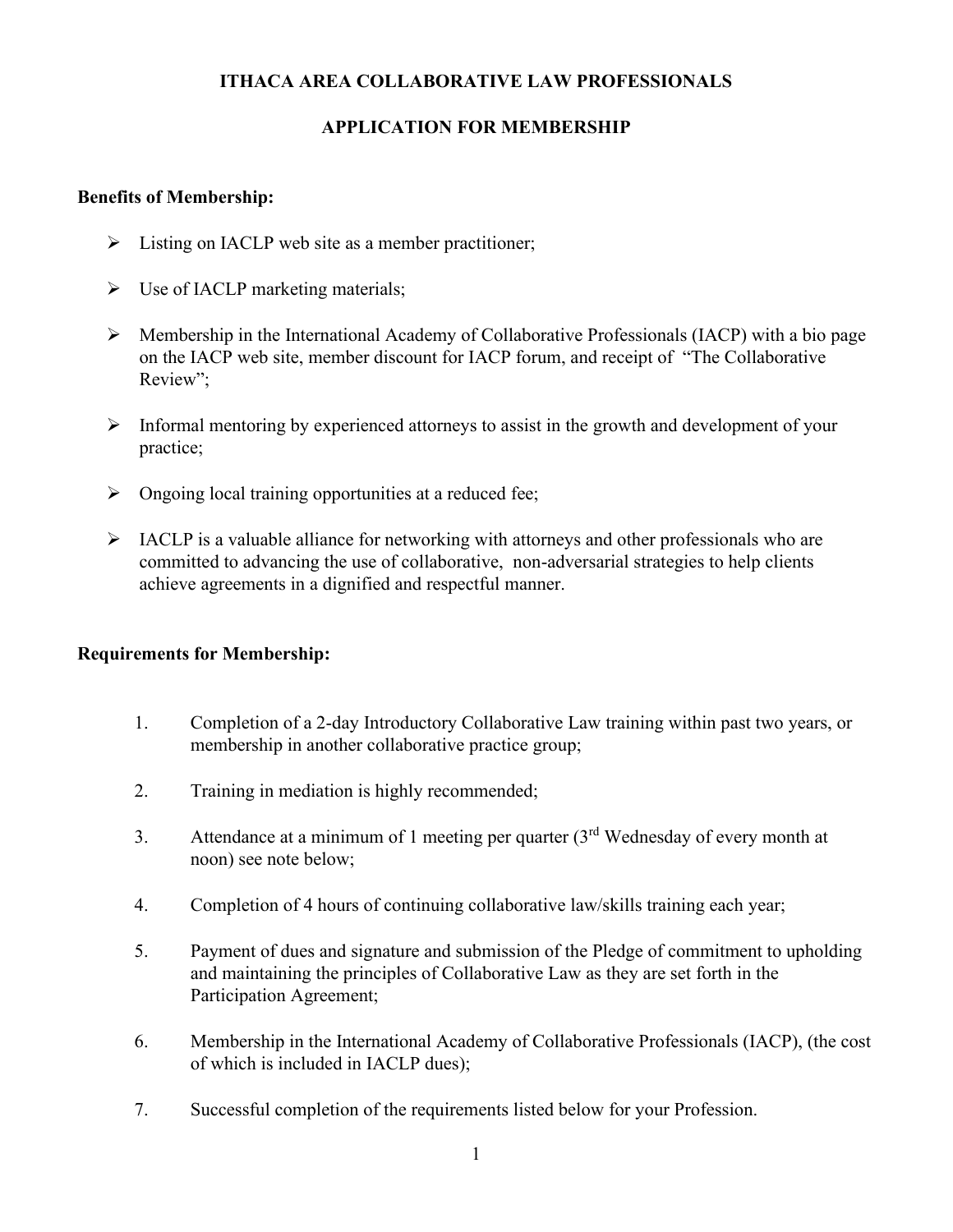# ITHACA AREA COLLABORATIVE LAW PROFESSIONALS

## APPLICATION FOR MEMBERSHIP

**Benefits of Membership:**

- Listing on IACLP web site as a member practitioner;
- Use of IACLP marketing materials;
- Membership in the International Academy of Collaborative Professionals (IACP) with a bio page on the IACP web site, member discount for IACP forum, and receipt of "The Collaborative Review";
- Informal mentoring by experienced attorneys to assist in the growth and development of your practice;
- Ongoing local training opportunities at a reduced fee;
- IACLP is a valuable alliance for networking with attorneys and other professionals who are committed to advancing the use of collaborative, non-adversarial strategies to help clients achieve agreements in a dignified and respectful manner.

**Requirements for Membership:**

1. Completion of a 2-day Introductory Collaborative Law training within past two years, or membership in another collaborative practice group;
2. Training in mediation is highly recommended;
3. Attendance at a minimum of 1 meeting per quarter (3rd Wednesday of every month at noon) see note below;
4. Completion of 4 hours of continuing collaborative law/skills training each year;
5. Payment of dues and signature and submission of the Pledge of commitment to upholding and maintaining the principles of Collaborative Law as they are set forth in the Participation Agreement;
6. Membership in the International Academy of Collaborative Professionals (IACP), (the cost of which is included in IACLP dues);
7. Successful completion of the requirements listed below for your Profession.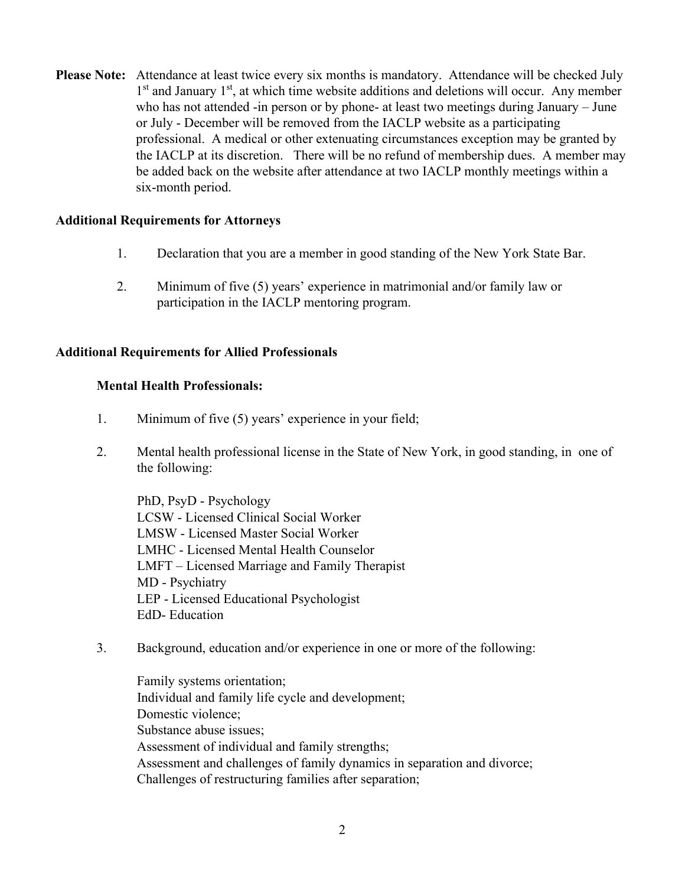**Please Note:** Attendance at least twice every six months is mandatory. Attendance will be checked July 1st and January 1st, at which time website additions and deletions will occur. Any member who has not attended -in person or by phone- at least two meetings during January – June or July - December will be removed from the IACLP website as a participating professional. A medical or other extenuating circumstances exception may be granted by the IACLP at its discretion. There will be no refund of membership dues. A member may be added back on the website after attendance at two IACLP monthly meetings within a six-month period.

**Additional Requirements for Attorneys**

1. Declaration that you are a member in good standing of the New York State Bar.

2. Minimum of five (5) years' experience in matrimonial and/or family law or participation in the IACLP mentoring program.

**Additional Requirements for Allied Professionals**

**Mental Health Professionals:**

1. Minimum of five (5) years' experience in your field;

2. Mental health professional license in the State of New York, in good standing, in one of the following:

   PhD, PsyD - Psychology
   LCSW - Licensed Clinical Social Worker
   LMSW - Licensed Master Social Worker
   LMHC - Licensed Mental Health Counselor
   LMFT – Licensed Marriage and Family Therapist
   MD - Psychiatry
   LEP - Licensed Educational Psychologist
   EdD- Education

3. Background, education and/or experience in one or more of the following:

   Family systems orientation;
   Individual and family life cycle and development;
   Domestic violence;
   Substance abuse issues;
   Assessment of individual and family strengths;
   Assessment and challenges of family dynamics in separation and divorce;
   Challenges of restructuring families after separation;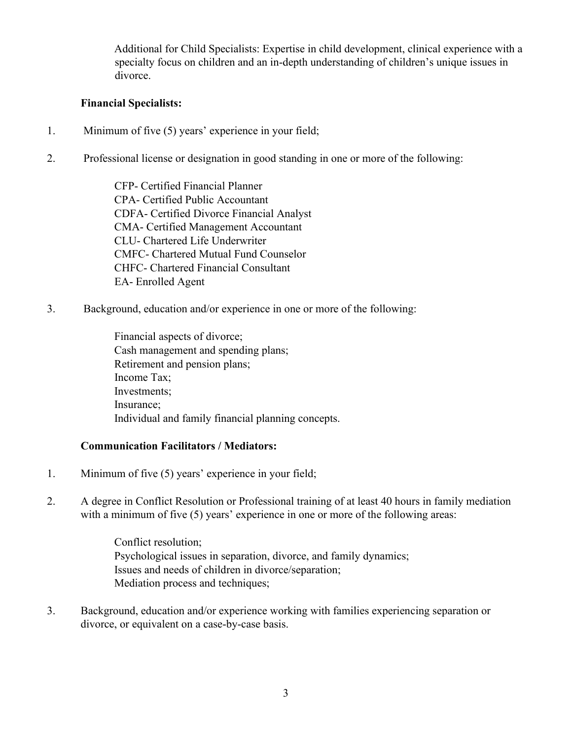Additional for Child Specialists: Expertise in child development, clinical experience with a specialty focus on children and an in-depth understanding of children's unique issues in divorce.

**Financial Specialists:**

1. Minimum of five (5) years' experience in your field;

2. Professional license or designation in good standing in one or more of the following:

   CFP- Certified Financial Planner
   CPA- Certified Public Accountant
   CDFA- Certified Divorce Financial Analyst
   CMA- Certified Management Accountant
   CLU- Chartered Life Underwriter
   CMFC- Chartered Mutual Fund Counselor
   CHFC- Chartered Financial Consultant
   EA- Enrolled Agent

3. Background, education and/or experience in one or more of the following:

   Financial aspects of divorce;
   Cash management and spending plans;
   Retirement and pension plans;
   Income Tax;
   Investments;
   Insurance;
   Individual and family financial planning concepts.

**Communication Facilitators / Mediators:**

1. Minimum of five (5) years' experience in your field;

2. A degree in Conflict Resolution or Professional training of at least 40 hours in family mediation with a minimum of five (5) years' experience in one or more of the following areas:

   Conflict resolution;
   Psychological issues in separation, divorce, and family dynamics;
   Issues and needs of children in divorce/separation;
   Mediation process and techniques;

3. Background, education and/or experience working with families experiencing separation or divorce, or equivalent on a case-by-case basis.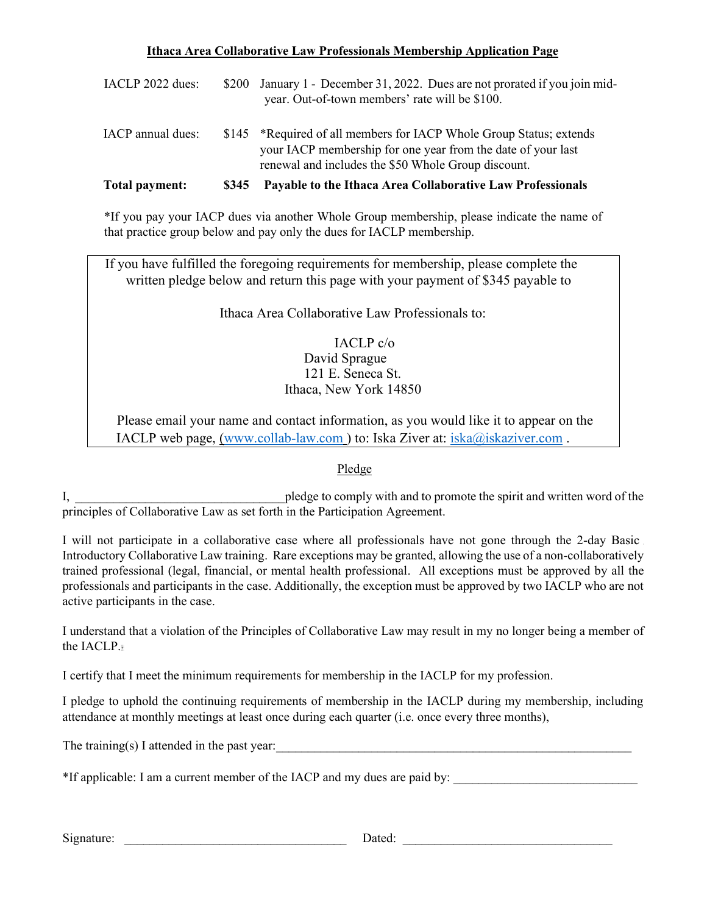**Ithaca Area Collaborative Law Professionals Membership Application Page**

| | | |
|---|---|---|
| IACLP 2022 dues: | $200 | January 1 - December 31, 2022. Dues are not prorated if you join mid-year. Out-of-town members' rate will be $100. |
| IACP annual dues: | $145 | *Required of all members for IACP Whole Group Status; extends your IACP membership for one year from the date of your last renewal and includes the $50 Whole Group discount. |
| **Total payment:** | **$345** | **Payable to the Ithaca Area Collaborative Law Professionals** |

*If you pay your IACP dues via another Whole Group membership, please indicate the name of that practice group below and pay only the dues for IACLP membership.

If you have fulfilled the foregoing requirements for membership, please complete the written pledge below and return this page with your payment of $345 payable to

Ithaca Area Collaborative Law Professionals to:

IACLP c/o
David Sprague
121 E. Seneca St.
Ithaca, New York 14850

Please email your name and contact information, as you would like it to appear on the IACLP web page, (www.collab-law.com ) to: Iska Ziver at: iska@iskaziver.com .

Pledge

I, _________________________________ pledge to comply with and to promote the spirit and written word of the principles of Collaborative Law as set forth in the Participation Agreement.

I will not participate in a collaborative case where all professionals have not gone through the 2-day Basic Introductory Collaborative Law training. Rare exceptions may be granted, allowing the use of a non-collaboratively trained professional (legal, financial, or mental health professional. All exceptions must be approved by all the professionals and participants in the case. Additionally, the exception must be approved by two IACLP who are not active participants in the case.

I understand that a violation of the Principles of Collaborative Law may result in my no longer being a member of the IACLP.

I certify that I meet the minimum requirements for membership in the IACLP for my profession.

I pledge to uphold the continuing requirements of membership in the IACLP during my membership, including attendance at monthly meetings at least once during each quarter (i.e. once every three months),

The training(s) I attended in the past year: ____________________________________________________________

*If applicable: I am a current member of the IACP and my dues are paid by: ______________________________

Signature: ___________________________________ Dated: ___________________________________